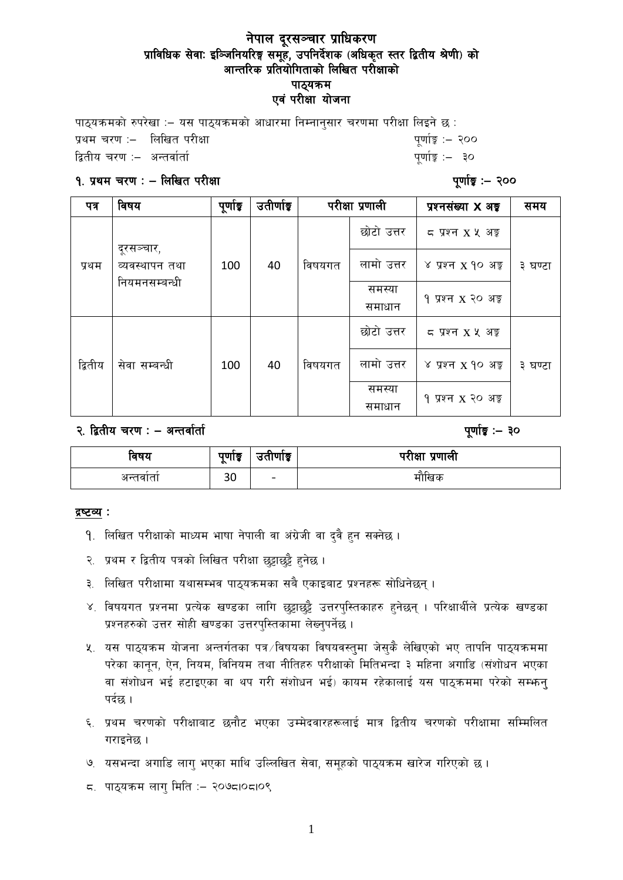# नेपाल दूरसञ्चार प्राधिकरण
## प्राविधिक सेवाः इञ्जिनियरिङ्ग समूह, उपनिर्देशक (अधिकृत स्तर द्वितीय श्रेणी) को
## आन्तरिक प्रतियोगिताको लिखित परीक्षाको
## पाठ्यक्रम
## एवं परीक्षा योजना

पाठ्यक्रमको रुपरेखा :– यस पाठ्यक्रमको आधारमा निम्नानुसार चरणमा परीक्षा लिइने छ :

प्रथम चरण :– लिखित परीक्षा पूर्णाङ्क :– २००

द्वितीय चरण :– अन्तर्वार्ता पूर्णाङ्क :– ३०

### १. प्रथम चरण : – लिखित परीक्षा पूर्णाङ्क :– २००

| पत्र | विषय | पूर्णाङ्क | उतीर्णाङ्क | परीक्षा प्रणाली | | प्रश्नसंख्या X अङ्क | समय |
|---|---|---|---|---|---|---|---|
| प्रथम | दूरसञ्चार, व्यवस्थापन तथा नियमनसम्बन्धी | 100 | 40 | विषयगत | छोटो उत्तर | ८ प्रश्न X ५ अङ्क | ३ घण्टा |
| | | | | | लामो उत्तर | ४ प्रश्न X १० अङ्क | |
| | | | | | समस्या समाधान | १ प्रश्न X २० अङ्क | |
| द्वितीय | सेवा सम्बन्धी | 100 | 40 | विषयगत | छोटो उत्तर | ८ प्रश्न X ५ अङ्क | ३ घण्टा |
| | | | | | लामो उत्तर | ४ प्रश्न X १० अङ्क | |
| | | | | | समस्या समाधान | १ प्रश्न X २० अङ्क | |

### २. द्वितीय चरण : – अन्तर्वार्ता पूर्णाङ्क :– ३०

| विषय | पूर्णाङ्क | उतीर्णाङ्क | परीक्षा प्रणाली |
|---|---|---|---|
| अन्तर्वार्ता | 30 | - | मौखिक |

**द्रष्टव्य :**

१. लिखित परीक्षाको माध्यम भाषा नेपाली वा अंग्रेजी वा दुवै हुन सक्नेछ ।

२. प्रथम र द्वितीय पत्रको लिखित परीक्षा छुट्टाछुट्टै हुनेछ ।

३. लिखित परीक्षामा यथासम्भव पाठ्यक्रमका सबै एकाइबाट प्रश्नहरू सोधिनेछन् ।

४. विषयगत प्रश्नमा प्रत्येक खण्डका लागि छुट्टाछुट्टै उत्तरपुस्तिकाहरु हुनेछन् । परिक्षार्थीले प्रत्येक खण्डका प्रश्नहरुको उत्तर सोही खण्डका उत्तरपुस्तिकामा लेख्नुपर्नेछ ।

५. यस पाठ्यक्रम योजना अन्तर्गतका पत्र/विषयका विषयवस्तुमा जेसुकै लेखिएको भए तापनि पाठ्यक्रममा परेका कानून, ऐन, नियम, विनियम तथा नीतिहरु परीक्षाको मितिभन्दा ३ महिना अगाडि (संशोधन भएका वा संशोधन भई हटाइएका वा थप गरी संशोधन भई) कायम रहेकालाई यस पाठ्क्रममा परेको सम्झनु पर्दछ ।

६. प्रथम चरणको परीक्षाबाट छनौट भएका उम्मेदवारहरूलाई मात्र द्वितीय चरणको परीक्षामा सम्मिलित गराइनेछ ।

७. यसभन्दा अगाडि लागु भएका माथि उल्लिखित सेवा, समूहको पाठ्यक्रम खारेज गरिएको छ ।

८. पाठ्यक्रम लागु मिति :– २०७८।०८।०९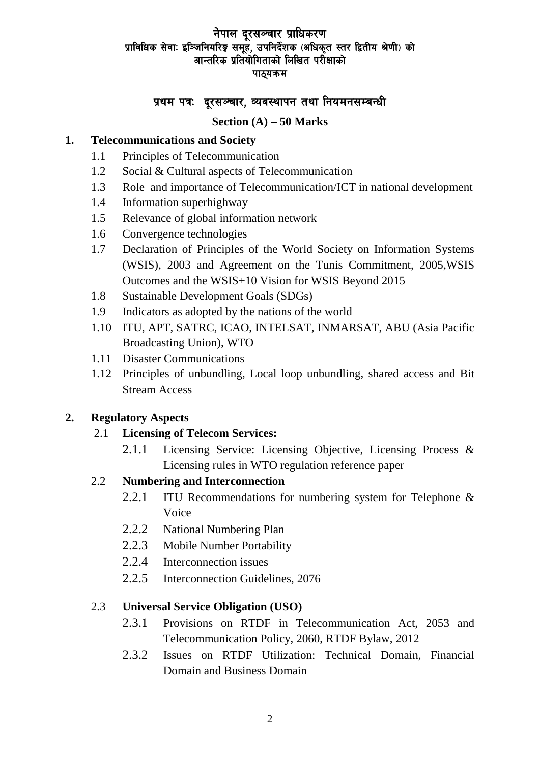# नेपाल दूरसञ्चार प्राधिकरण
## प्राविधिक सेवाः इञ्जिनियरिङ्ग समूह, उपनिर्देशक (अधिकृत स्तर द्वितीय श्रेणी) को आन्तरिक प्रतियोगिताको लिखित परीक्षाको पाठ्यक्रम

## प्रथम पत्रः दूरसञ्चार, व्यवस्थापन तथा नियमनसम्बन्धी

### Section (A) – 50 Marks

**1. Telecommunications and Society**

- 1.1 Principles of Telecommunication
- 1.2 Social & Cultural aspects of Telecommunication
- 1.3 Role and importance of Telecommunication/ICT in national development
- 1.4 Information superhighway
- 1.5 Relevance of global information network
- 1.6 Convergence technologies
- 1.7 Declaration of Principles of the World Society on Information Systems (WSIS), 2003 and Agreement on the Tunis Commitment, 2005,WSIS Outcomes and the WSIS+10 Vision for WSIS Beyond 2015
- 1.8 Sustainable Development Goals (SDGs)
- 1.9 Indicators as adopted by the nations of the world
- 1.10 ITU, APT, SATRC, ICAO, INTELSAT, INMARSAT, ABU (Asia Pacific Broadcasting Union), WTO
- 1.11 Disaster Communications
- 1.12 Principles of unbundling, Local loop unbundling, shared access and Bit Stream Access

**2. Regulatory Aspects**

- 2.1 **Licensing of Telecom Services:**
  - 2.1.1 Licensing Service: Licensing Objective, Licensing Process & Licensing rules in WTO regulation reference paper
- 2.2 **Numbering and Interconnection**
  - 2.2.1 ITU Recommendations for numbering system for Telephone & Voice
  - 2.2.2 National Numbering Plan
  - 2.2.3 Mobile Number Portability
  - 2.2.4 Interconnection issues
  - 2.2.5 Interconnection Guidelines, 2076
- 2.3 **Universal Service Obligation (USO)**
  - 2.3.1 Provisions on RTDF in Telecommunication Act, 2053 and Telecommunication Policy, 2060, RTDF Bylaw, 2012
  - 2.3.2 Issues on RTDF Utilization: Technical Domain, Financial Domain and Business Domain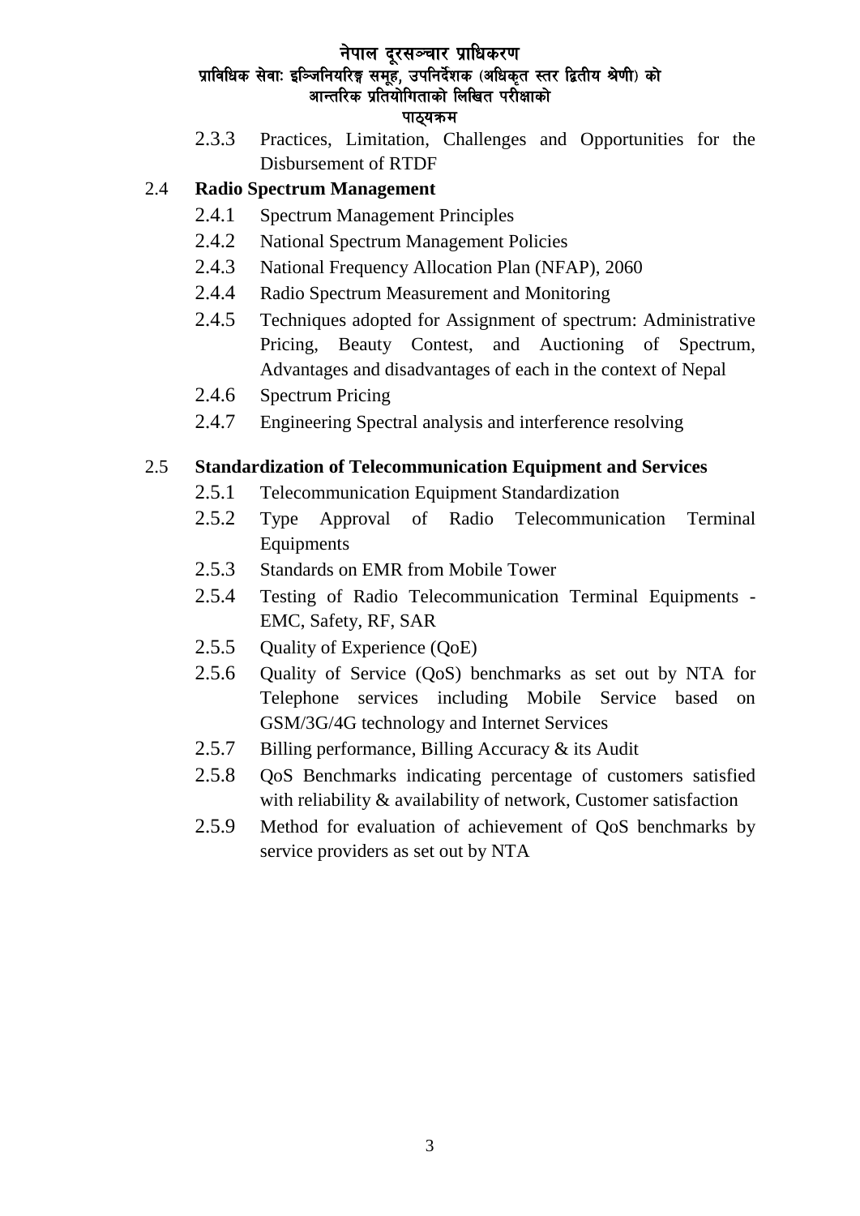2.3.3 Practices, Limitation, Challenges and Opportunities for the Disbursement of RTDF

2.4 **Radio Spectrum Management**

- 2.4.1 Spectrum Management Principles
- 2.4.2 National Spectrum Management Policies
- 2.4.3 National Frequency Allocation Plan (NFAP), 2060
- 2.4.4 Radio Spectrum Measurement and Monitoring
- 2.4.5 Techniques adopted for Assignment of spectrum: Administrative Pricing, Beauty Contest, and Auctioning of Spectrum, Advantages and disadvantages of each in the context of Nepal
- 2.4.6 Spectrum Pricing
- 2.4.7 Engineering Spectral analysis and interference resolving

2.5 **Standardization of Telecommunication Equipment and Services**

- 2.5.1 Telecommunication Equipment Standardization
- 2.5.2 Type Approval of Radio Telecommunication Terminal Equipments
- 2.5.3 Standards on EMR from Mobile Tower
- 2.5.4 Testing of Radio Telecommunication Terminal Equipments - EMC, Safety, RF, SAR
- 2.5.5 Quality of Experience (QoE)
- 2.5.6 Quality of Service (QoS) benchmarks as set out by NTA for Telephone services including Mobile Service based on GSM/3G/4G technology and Internet Services
- 2.5.7 Billing performance, Billing Accuracy & its Audit
- 2.5.8 QoS Benchmarks indicating percentage of customers satisfied with reliability & availability of network, Customer satisfaction
- 2.5.9 Method for evaluation of achievement of QoS benchmarks by service providers as set out by NTA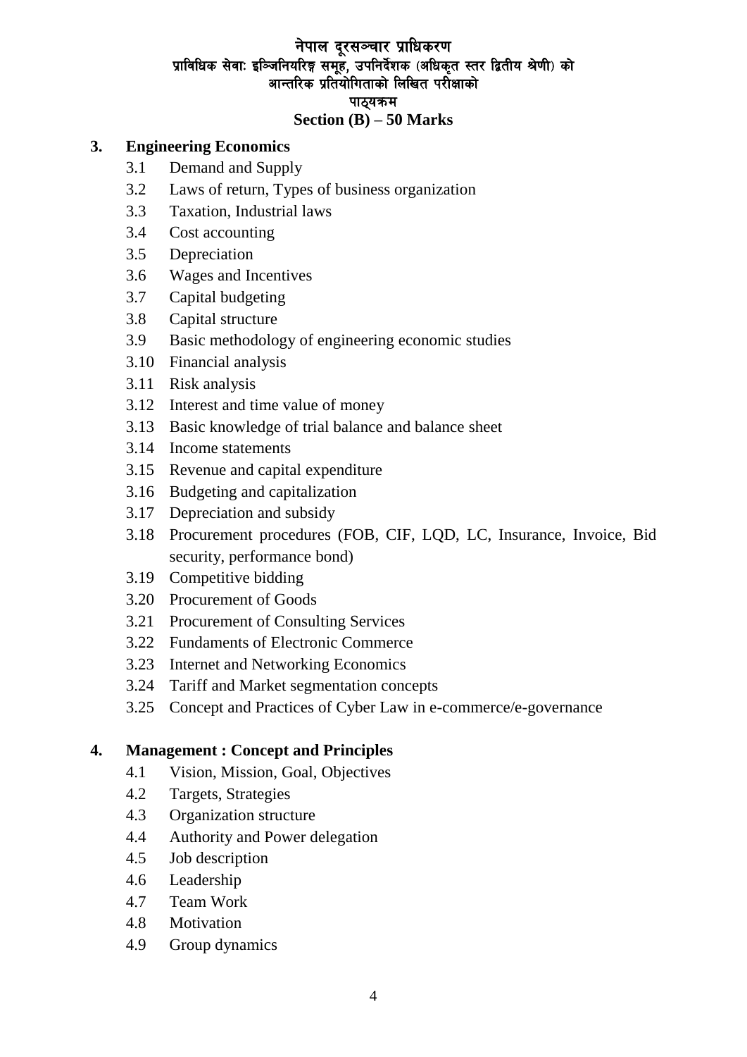नेपाल दूरसञ्चार प्राधिकरण
प्राविधिक सेवाः इन्जिनियरिङ्ग समूह, उपनिर्देशक (अधिकृत स्तर द्वितीय श्रेणी) को
आन्तरिक प्रतियोगिताको लिखित परीक्षाको
पाठ्यक्रम

**Section (B) – 50 Marks**

## 3. Engineering Economics

- 3.1 Demand and Supply
- 3.2 Laws of return, Types of business organization
- 3.3 Taxation, Industrial laws
- 3.4 Cost accounting
- 3.5 Depreciation
- 3.6 Wages and Incentives
- 3.7 Capital budgeting
- 3.8 Capital structure
- 3.9 Basic methodology of engineering economic studies
- 3.10 Financial analysis
- 3.11 Risk analysis
- 3.12 Interest and time value of money
- 3.13 Basic knowledge of trial balance and balance sheet
- 3.14 Income statements
- 3.15 Revenue and capital expenditure
- 3.16 Budgeting and capitalization
- 3.17 Depreciation and subsidy
- 3.18 Procurement procedures (FOB, CIF, LQD, LC, Insurance, Invoice, Bid security, performance bond)
- 3.19 Competitive bidding
- 3.20 Procurement of Goods
- 3.21 Procurement of Consulting Services
- 3.22 Fundaments of Electronic Commerce
- 3.23 Internet and Networking Economics
- 3.24 Tariff and Market segmentation concepts
- 3.25 Concept and Practices of Cyber Law in e-commerce/e-governance

## 4. Management : Concept and Principles

- 4.1 Vision, Mission, Goal, Objectives
- 4.2 Targets, Strategies
- 4.3 Organization structure
- 4.4 Authority and Power delegation
- 4.5 Job description
- 4.6 Leadership
- 4.7 Team Work
- 4.8 Motivation
- 4.9 Group dynamics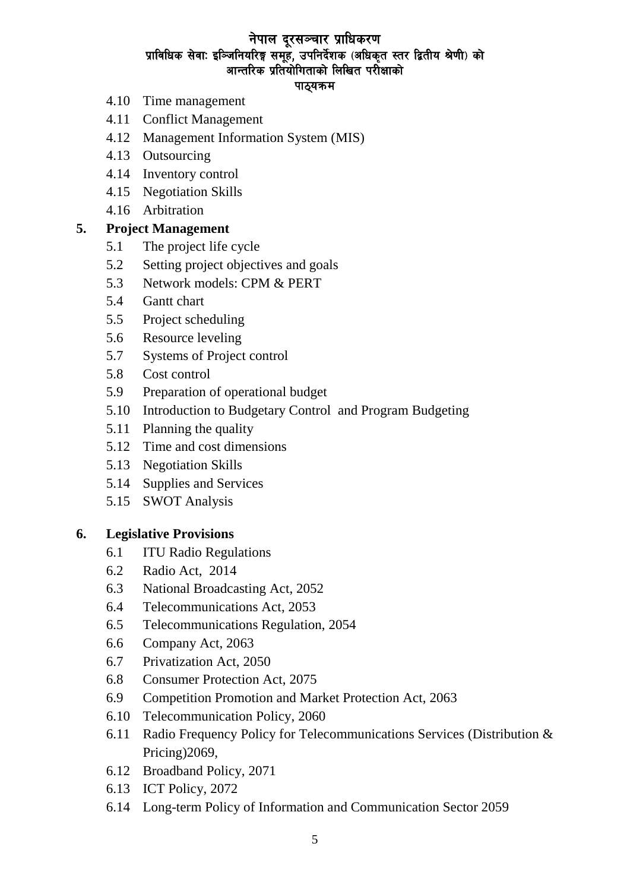- 4.10 Time management
- 4.11 Conflict Management
- 4.12 Management Information System (MIS)
- 4.13 Outsourcing
- 4.14 Inventory control
- 4.15 Negotiation Skills
- 4.16 Arbitration

## 5. Project Management

- 5.1 The project life cycle
- 5.2 Setting project objectives and goals
- 5.3 Network models: CPM & PERT
- 5.4 Gantt chart
- 5.5 Project scheduling
- 5.6 Resource leveling
- 5.7 Systems of Project control
- 5.8 Cost control
- 5.9 Preparation of operational budget
- 5.10 Introduction to Budgetary Control and Program Budgeting
- 5.11 Planning the quality
- 5.12 Time and cost dimensions
- 5.13 Negotiation Skills
- 5.14 Supplies and Services
- 5.15 SWOT Analysis

## 6. Legislative Provisions

- 6.1 ITU Radio Regulations
- 6.2 Radio Act, 2014
- 6.3 National Broadcasting Act, 2052
- 6.4 Telecommunications Act, 2053
- 6.5 Telecommunications Regulation, 2054
- 6.6 Company Act, 2063
- 6.7 Privatization Act, 2050
- 6.8 Consumer Protection Act, 2075
- 6.9 Competition Promotion and Market Protection Act, 2063
- 6.10 Telecommunication Policy, 2060
- 6.11 Radio Frequency Policy for Telecommunications Services (Distribution & Pricing)2069,
- 6.12 Broadband Policy, 2071
- 6.13 ICT Policy, 2072
- 6.14 Long-term Policy of Information and Communication Sector 2059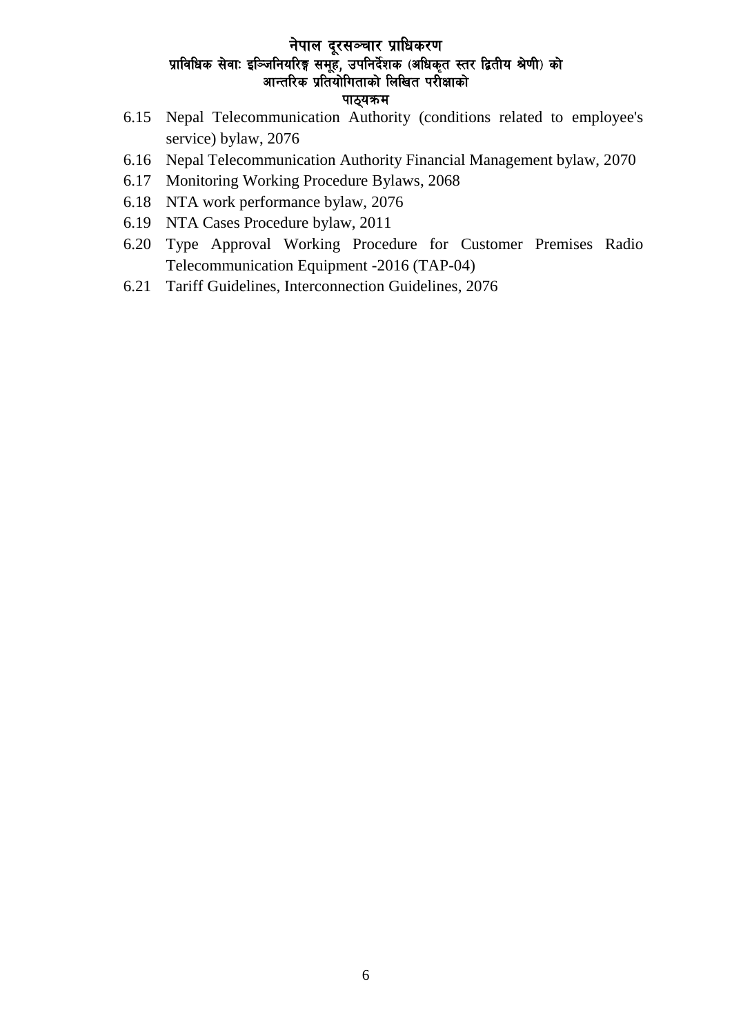6.15 Nepal Telecommunication Authority (conditions related to employee's service) bylaw, 2076
6.16 Nepal Telecommunication Authority Financial Management bylaw, 2070
6.17 Monitoring Working Procedure Bylaws, 2068
6.18 NTA work performance bylaw, 2076
6.19 NTA Cases Procedure bylaw, 2011
6.20 Type Approval Working Procedure for Customer Premises Radio Telecommunication Equipment -2016 (TAP-04)
6.21 Tariff Guidelines, Interconnection Guidelines, 2076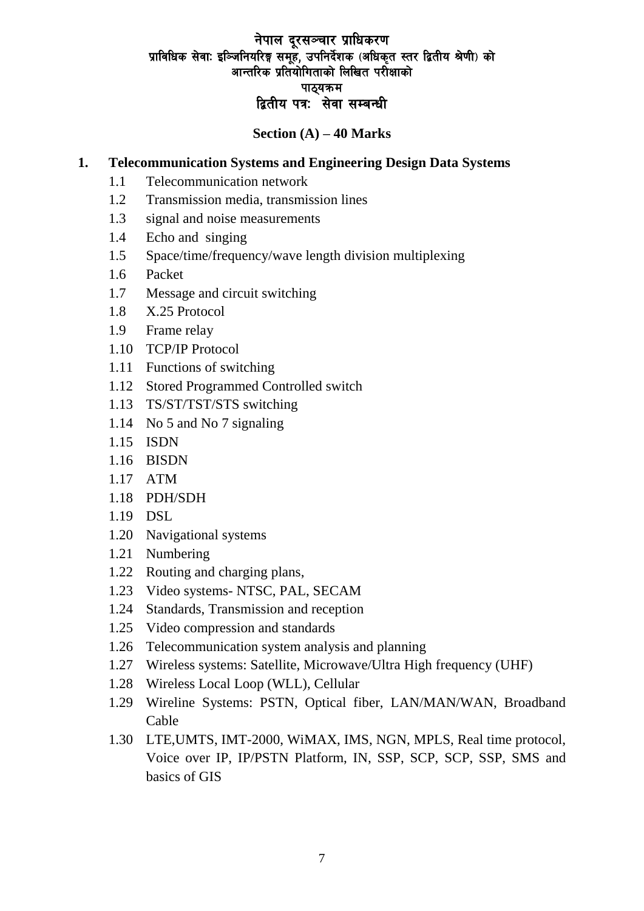# नेपाल दूरसञ्चार प्राधिकरण

## प्राविधिक सेवाः इन्जिनियरिङ्ग समूह, उपनिर्देशक (अधिकृत स्तर द्वितीय श्रेणी) को आन्तरिक प्रतियोगिताको लिखित परीक्षाको

## पाठ्यक्रम

## द्वितीय पत्रः सेवा सम्बन्धी

### Section (A) – 40 Marks

**1. Telecommunication Systems and Engineering Design Data Systems**

- 1.1 Telecommunication network
- 1.2 Transmission media, transmission lines
- 1.3 signal and noise measurements
- 1.4 Echo and singing
- 1.5 Space/time/frequency/wave length division multiplexing
- 1.6 Packet
- 1.7 Message and circuit switching
- 1.8 X.25 Protocol
- 1.9 Frame relay
- 1.10 TCP/IP Protocol
- 1.11 Functions of switching
- 1.12 Stored Programmed Controlled switch
- 1.13 TS/ST/TST/STS switching
- 1.14 No 5 and No 7 signaling
- 1.15 ISDN
- 1.16 BISDN
- 1.17 ATM
- 1.18 PDH/SDH
- 1.19 DSL
- 1.20 Navigational systems
- 1.21 Numbering
- 1.22 Routing and charging plans,
- 1.23 Video systems- NTSC, PAL, SECAM
- 1.24 Standards, Transmission and reception
- 1.25 Video compression and standards
- 1.26 Telecommunication system analysis and planning
- 1.27 Wireless systems: Satellite, Microwave/Ultra High frequency (UHF)
- 1.28 Wireless Local Loop (WLL), Cellular
- 1.29 Wireline Systems: PSTN, Optical fiber, LAN/MAN/WAN, Broadband Cable
- 1.30 LTE,UMTS, IMT-2000, WiMAX, IMS, NGN, MPLS, Real time protocol, Voice over IP, IP/PSTN Platform, IN, SSP, SCP, SCP, SSP, SMS and basics of GIS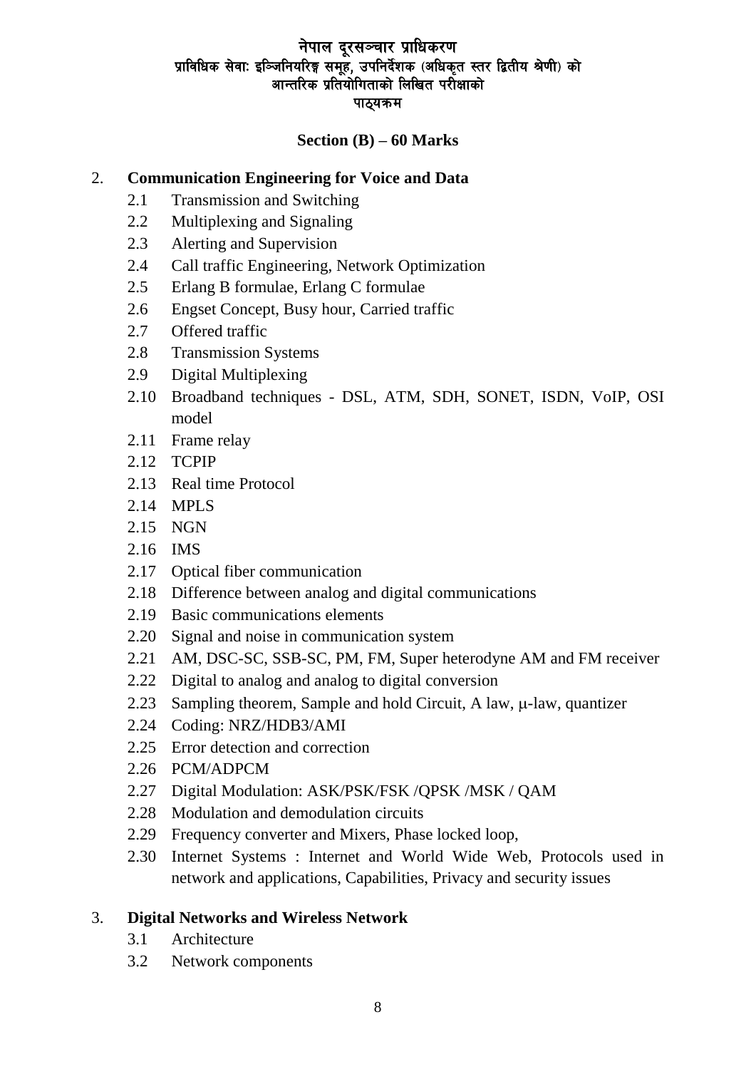नेपाल दूरसञ्चार प्राधिकरण
प्राविधिक सेवाः इञ्जिनियरिङ्ग समूह, उपनिर्देशक (अधिकृत स्तर द्वितीय श्रेणी) को
आन्तरिक प्रतियोगिताको लिखित परीक्षाको
पाठ्यक्रम

## Section (B) – 60 Marks

2. **Communication Engineering for Voice and Data**
   - 2.1 Transmission and Switching
   - 2.2 Multiplexing and Signaling
   - 2.3 Alerting and Supervision
   - 2.4 Call traffic Engineering, Network Optimization
   - 2.5 Erlang B formulae, Erlang C formulae
   - 2.6 Engset Concept, Busy hour, Carried traffic
   - 2.7 Offered traffic
   - 2.8 Transmission Systems
   - 2.9 Digital Multiplexing
   - 2.10 Broadband techniques - DSL, ATM, SDH, SONET, ISDN, VoIP, OSI model
   - 2.11 Frame relay
   - 2.12 TCPIP
   - 2.13 Real time Protocol
   - 2.14 MPLS
   - 2.15 NGN
   - 2.16 IMS
   - 2.17 Optical fiber communication
   - 2.18 Difference between analog and digital communications
   - 2.19 Basic communications elements
   - 2.20 Signal and noise in communication system
   - 2.21 AM, DSC-SC, SSB-SC, PM, FM, Super heterodyne AM and FM receiver
   - 2.22 Digital to analog and analog to digital conversion
   - 2.23 Sampling theorem, Sample and hold Circuit, A law, $\mu$-law, quantizer
   - 2.24 Coding: NRZ/HDB3/AMI
   - 2.25 Error detection and correction
   - 2.26 PCM/ADPCM
   - 2.27 Digital Modulation: ASK/PSK/FSK /QPSK /MSK / QAM
   - 2.28 Modulation and demodulation circuits
   - 2.29 Frequency converter and Mixers, Phase locked loop,
   - 2.30 Internet Systems : Internet and World Wide Web, Protocols used in network and applications, Capabilities, Privacy and security issues

3. **Digital Networks and Wireless Network**
   - 3.1 Architecture
   - 3.2 Network components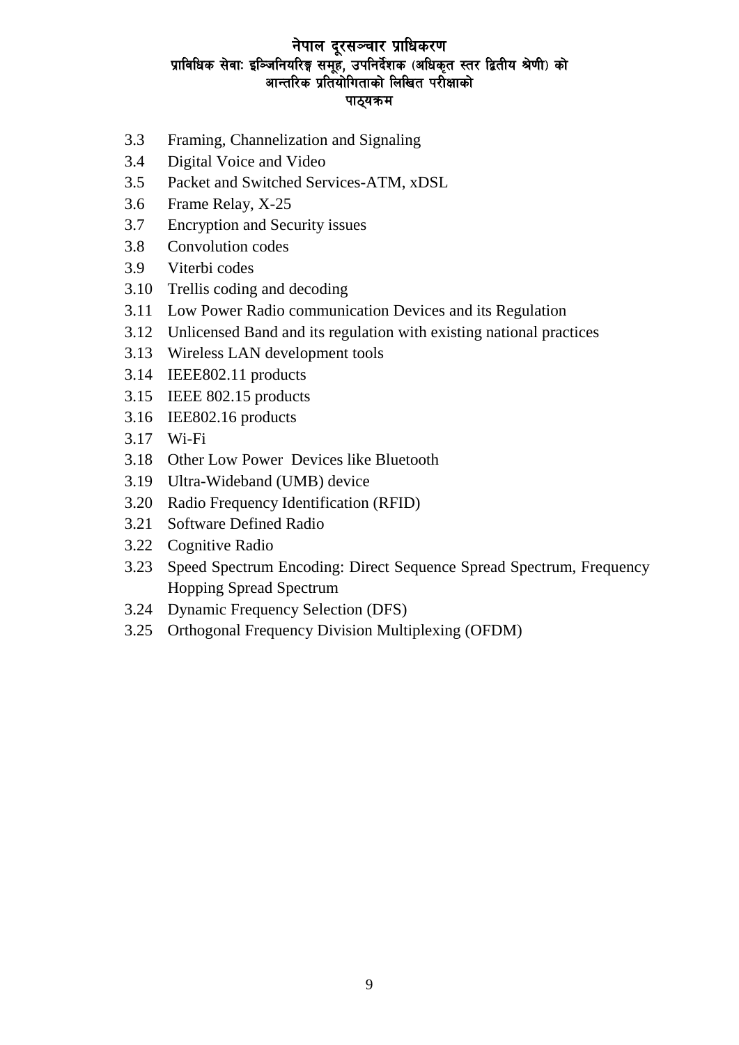3.3 Framing, Channelization and Signaling
3.4 Digital Voice and Video
3.5 Packet and Switched Services-ATM, xDSL
3.6 Frame Relay, X-25
3.7 Encryption and Security issues
3.8 Convolution codes
3.9 Viterbi codes
3.10 Trellis coding and decoding
3.11 Low Power Radio communication Devices and its Regulation
3.12 Unlicensed Band and its regulation with existing national practices
3.13 Wireless LAN development tools
3.14 IEEE802.11 products
3.15 IEEE 802.15 products
3.16 IEE802.16 products
3.17 Wi-Fi
3.18 Other Low Power Devices like Bluetooth
3.19 Ultra-Wideband (UMB) device
3.20 Radio Frequency Identification (RFID)
3.21 Software Defined Radio
3.22 Cognitive Radio
3.23 Speed Spectrum Encoding: Direct Sequence Spread Spectrum, Frequency Hopping Spread Spectrum
3.24 Dynamic Frequency Selection (DFS)
3.25 Orthogonal Frequency Division Multiplexing (OFDM)